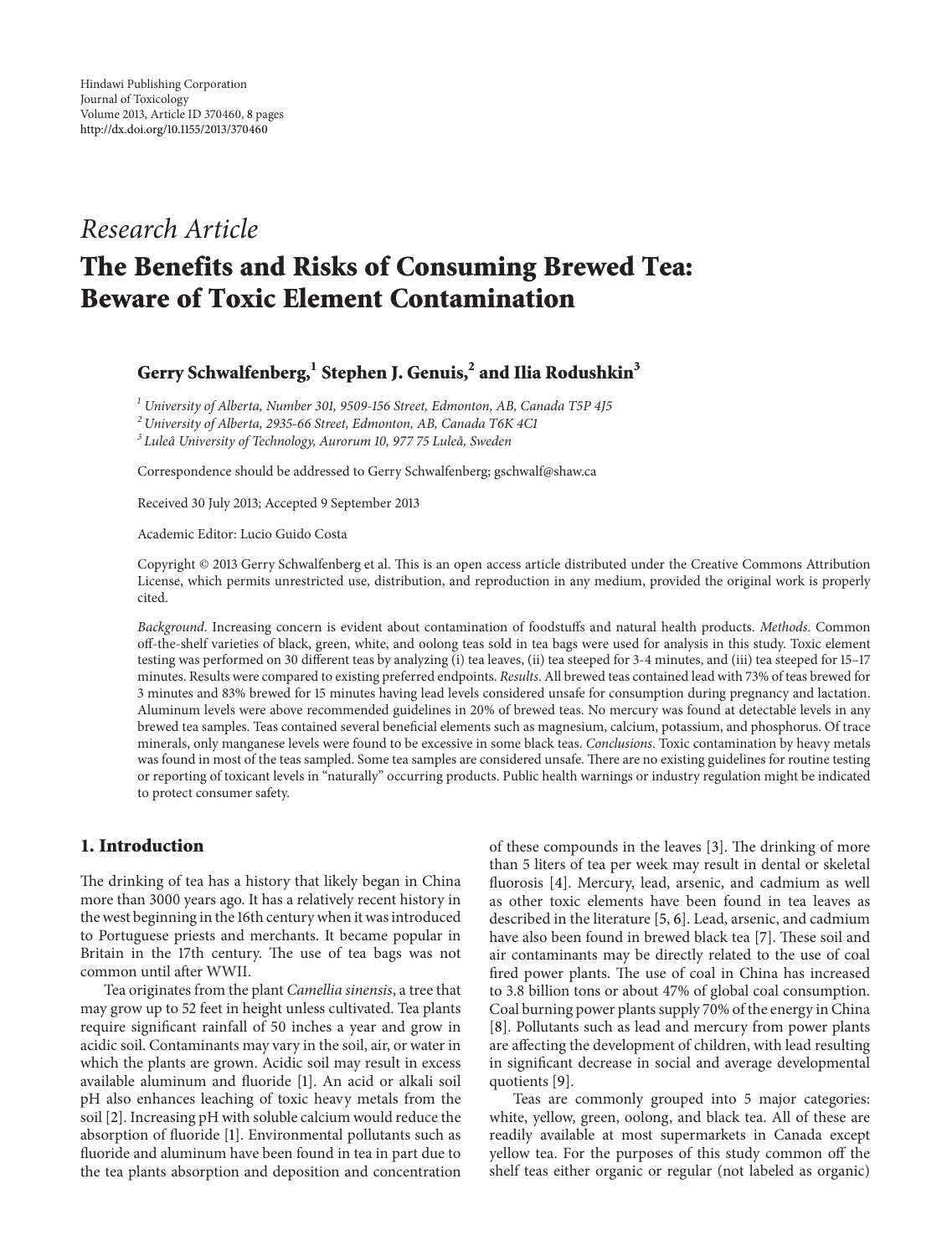Hindawi Publishing Corporation
Journal of Toxicology
Volume 2013, Article ID 370460, 8 pages
http://dx.doi.org/10.1155/2013/370460

*Research Article*

# The Benefits and Risks of Consuming Brewed Tea: Beware of Toxic Element Contamination

**Gerry Schwalfenberg,[1] Stephen J. Genuis,[2] and Ilia Rodushkin[3]**

[1] *University of Alberta, Number 301, 9509-156 Street, Edmonton, AB, Canada T5P 4J5*
[2] *University of Alberta, 2935-66 Street, Edmonton, AB, Canada T6K 4C1*
[3] *Luleå University of Technology, Aurorum 10, 977 75 Luleå, Sweden*

Correspondence should be addressed to Gerry Schwalfenberg; gschwalf@shaw.ca

Received 30 July 2013; Accepted 9 September 2013

Academic Editor: Lucio Guido Costa

Copyright © 2013 Gerry Schwalfenberg et al. This is an open access article distributed under the Creative Commons Attribution License, which permits unrestricted use, distribution, and reproduction in any medium, provided the original work is properly cited.

*Background*. Increasing concern is evident about contamination of foodstuffs and natural health products. *Methods*. Common off-the-shelf varieties of black, green, white, and oolong teas sold in tea bags were used for analysis in this study. Toxic element testing was performed on 30 different teas by analyzing (i) tea leaves, (ii) tea steeped for 3-4 minutes, and (iii) tea steeped for 15–17 minutes. Results were compared to existing preferred endpoints. *Results*. All brewed teas contained lead with 73% of teas brewed for 3 minutes and 83% brewed for 15 minutes having lead levels considered unsafe for consumption during pregnancy and lactation. Aluminum levels were above recommended guidelines in 20% of brewed teas. No mercury was found at detectable levels in any brewed tea samples. Teas contained several beneficial elements such as magnesium, calcium, potassium, and phosphorus. Of trace minerals, only manganese levels were found to be excessive in some black teas. *Conclusions*. Toxic contamination by heavy metals was found in most of the teas sampled. Some tea samples are considered unsafe. There are no existing guidelines for routine testing or reporting of toxicant levels in "naturally" occurring products. Public health warnings or industry regulation might be indicated to protect consumer safety.

## 1. Introduction

The drinking of tea has a history that likely began in China more than 3000 years ago. It has a relatively recent history in the west beginning in the 16th century when it was introduced to Portuguese priests and merchants. It became popular in Britain in the 17th century. The use of tea bags was not common until after WWII.

Tea originates from the plant *Camellia sinensis*, a tree that may grow up to 52 feet in height unless cultivated. Tea plants require significant rainfall of 50 inches a year and grow in acidic soil. Contaminants may vary in the soil, air, or water in which the plants are grown. Acidic soil may result in excess available aluminum and fluoride [1]. An acid or alkali soil pH also enhances leaching of toxic heavy metals from the soil [2]. Increasing pH with soluble calcium would reduce the absorption of fluoride [1]. Environmental pollutants such as fluoride and aluminum have been found in tea in part due to the tea plants absorption and deposition and concentration of these compounds in the leaves [3]. The drinking of more than 5 liters of tea per week may result in dental or skeletal fluorosis [4]. Mercury, lead, arsenic, and cadmium as well as other toxic elements have been found in tea leaves as described in the literature [5, 6]. Lead, arsenic, and cadmium have also been found in brewed black tea [7]. These soil and air contaminants may be directly related to the use of coal fired power plants. The use of coal in China has increased to 3.8 billion tons or about 47% of global coal consumption. Coal burning power plants supply 70% of the energy in China [8]. Pollutants such as lead and mercury from power plants are affecting the development of children, with lead resulting in significant decrease in social and average developmental quotients [9].

Teas are commonly grouped into 5 major categories: white, yellow, green, oolong, and black tea. All of these are readily available at most supermarkets in Canada except yellow tea. For the purposes of this study common off the shelf teas either organic or regular (not labeled as organic)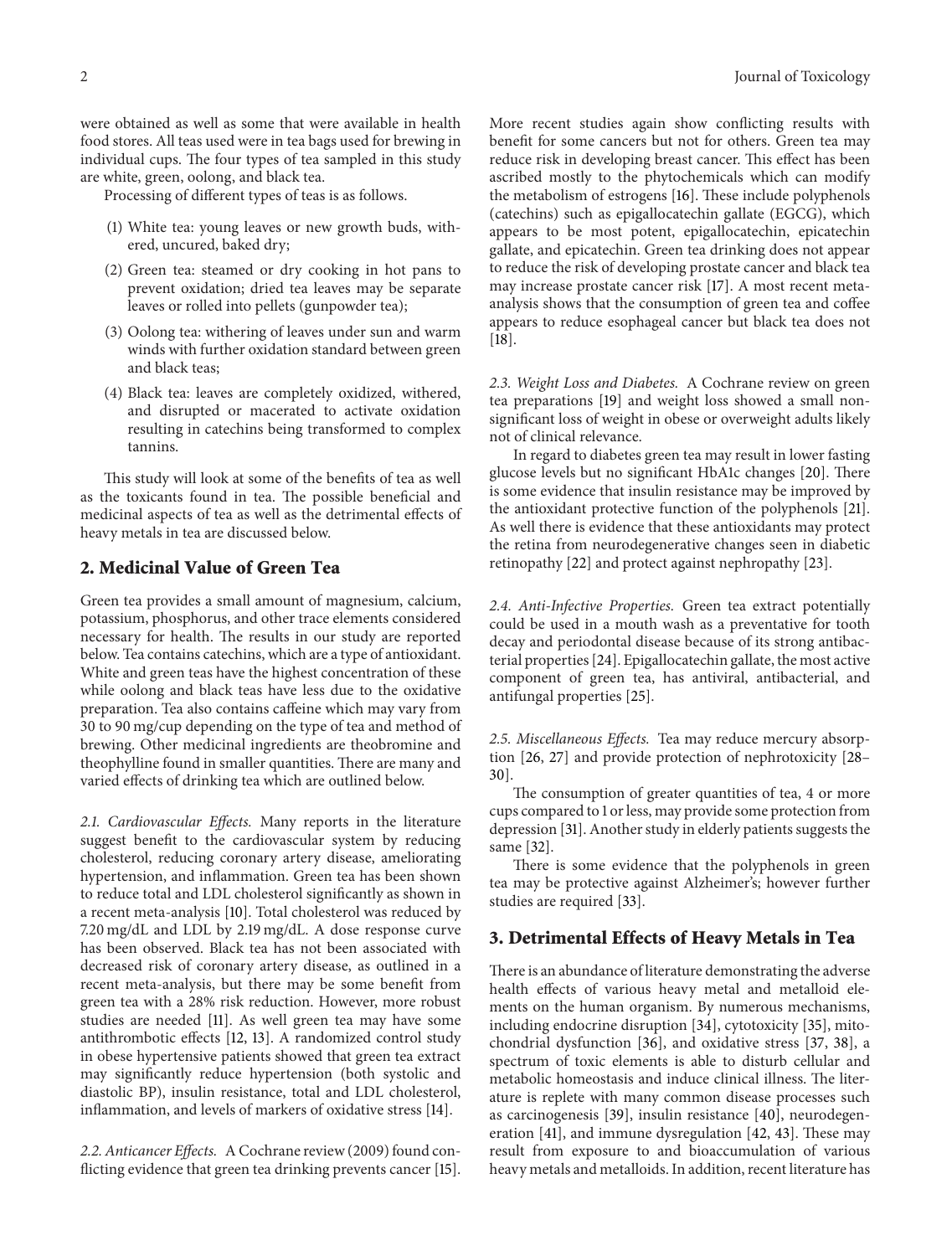were obtained as well as some that were available in health food stores. All teas used were in tea bags used for brewing in individual cups. The four types of tea sampled in this study are white, green, oolong, and black tea.

Processing of different types of teas is as follows.

(1) White tea: young leaves or new growth buds, withered, uncured, baked dry;

(2) Green tea: steamed or dry cooking in hot pans to prevent oxidation; dried tea leaves may be separate leaves or rolled into pellets (gunpowder tea);

(3) Oolong tea: withering of leaves under sun and warm winds with further oxidation standard between green and black teas;

(4) Black tea: leaves are completely oxidized, withered, and disrupted or macerated to activate oxidation resulting in catechins being transformed to complex tannins.

This study will look at some of the benefits of tea as well as the toxicants found in tea. The possible beneficial and medicinal aspects of tea as well as the detrimental effects of heavy metals in tea are discussed below.

## 2. Medicinal Value of Green Tea

Green tea provides a small amount of magnesium, calcium, potassium, phosphorus, and other trace elements considered necessary for health. The results in our study are reported below. Tea contains catechins, which are a type of antioxidant. White and green teas have the highest concentration of these while oolong and black teas have less due to the oxidative preparation. Tea also contains caffeine which may vary from 30 to 90 mg/cup depending on the type of tea and method of brewing. Other medicinal ingredients are theobromine and theophylline found in smaller quantities. There are many and varied effects of drinking tea which are outlined below.

*2.1. Cardiovascular Effects.* Many reports in the literature suggest benefit to the cardiovascular system by reducing cholesterol, reducing coronary artery disease, ameliorating hypertension, and inflammation. Green tea has been shown to reduce total and LDL cholesterol significantly as shown in a recent meta-analysis [10]. Total cholesterol was reduced by 7.20 mg/dL and LDL by 2.19 mg/dL. A dose response curve has been observed. Black tea has not been associated with decreased risk of coronary artery disease, as outlined in a recent meta-analysis, but there may be some benefit from green tea with a 28% risk reduction. However, more robust studies are needed [11]. As well green tea may have some antithrombotic effects [12, 13]. A randomized control study in obese hypertensive patients showed that green tea extract may significantly reduce hypertension (both systolic and diastolic BP), insulin resistance, total and LDL cholesterol, inflammation, and levels of markers of oxidative stress [14].

*2.2. Anticancer Effects.* A Cochrane review (2009) found conflicting evidence that green tea drinking prevents cancer [15]. More recent studies again show conflicting results with benefit for some cancers but not for others. Green tea may reduce risk in developing breast cancer. This effect has been ascribed mostly to the phytochemicals which can modify the metabolism of estrogens [16]. These include polyphenols (catechins) such as epigallocatechin gallate (EGCG), which appears to be most potent, epigallocatechin, epicatechin gallate, and epicatechin. Green tea drinking does not appear to reduce the risk of developing prostate cancer and black tea may increase prostate cancer risk [17]. A most recent meta-analysis shows that the consumption of green tea and coffee appears to reduce esophageal cancer but black tea does not [18].

*2.3. Weight Loss and Diabetes.* A Cochrane review on green tea preparations [19] and weight loss showed a small non-significant loss of weight in obese or overweight adults likely not of clinical relevance.

In regard to diabetes green tea may result in lower fasting glucose levels but no significant HbA1c changes [20]. There is some evidence that insulin resistance may be improved by the antioxidant protective function of the polyphenols [21]. As well there is evidence that these antioxidants may protect the retina from neurodegenerative changes seen in diabetic retinopathy [22] and protect against nephropathy [23].

*2.4. Anti-Infective Properties.* Green tea extract potentially could be used in a mouth wash as a preventative for tooth decay and periodontal disease because of its strong antibacterial properties [24]. Epigallocatechin gallate, the most active component of green tea, has antiviral, antibacterial, and antifungal properties [25].

*2.5. Miscellaneous Effects.* Tea may reduce mercury absorption [26, 27] and provide protection of nephrotoxicity [28–30].

The consumption of greater quantities of tea, 4 or more cups compared to 1 or less, may provide some protection from depression [31]. Another study in elderly patients suggests the same [32].

There is some evidence that the polyphenols in green tea may be protective against Alzheimer's; however further studies are required [33].

## 3. Detrimental Effects of Heavy Metals in Tea

There is an abundance of literature demonstrating the adverse health effects of various heavy metal and metalloid elements on the human organism. By numerous mechanisms, including endocrine disruption [34], cytotoxicity [35], mitochondrial dysfunction [36], and oxidative stress [37, 38], a spectrum of toxic elements is able to disturb cellular and metabolic homeostasis and induce clinical illness. The literature is replete with many common disease processes such as carcinogenesis [39], insulin resistance [40], neurodegeneration [41], and immune dysregulation [42, 43]. These may result from exposure to and bioaccumulation of various heavy metals and metalloids. In addition, recent literature has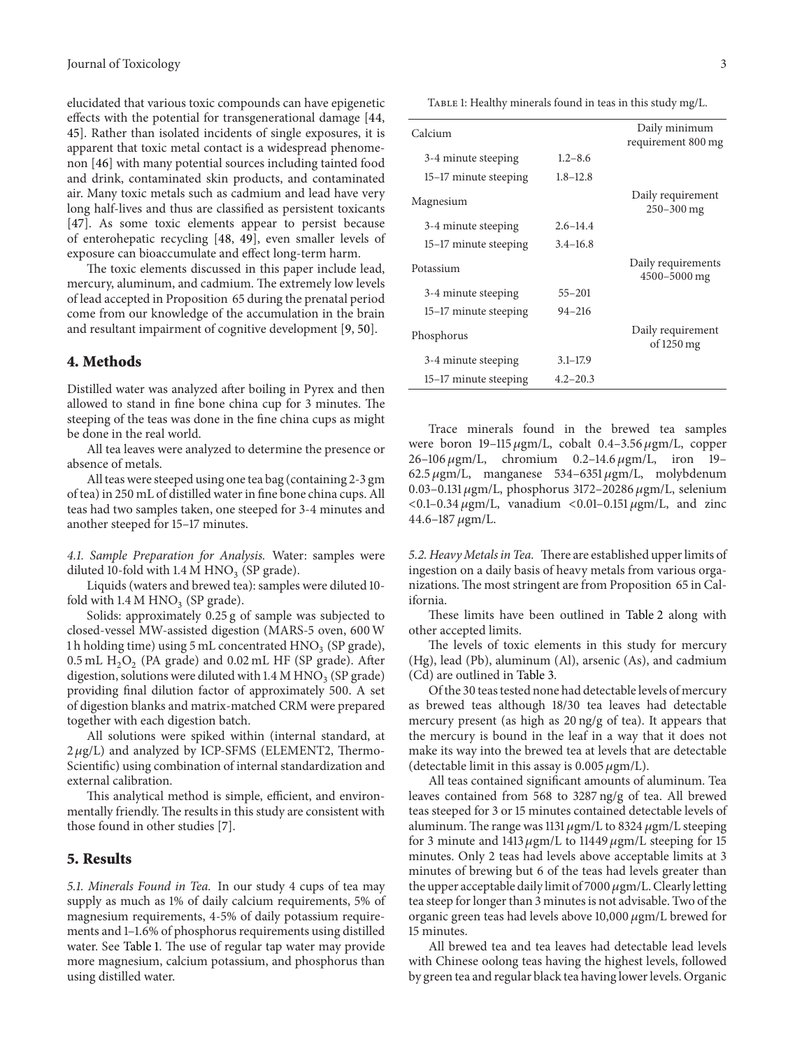elucidated that various toxic compounds can have epigenetic effects with the potential for transgenerational damage [44, 45]. Rather than isolated incidents of single exposures, it is apparent that toxic metal contact is a widespread phenomenon [46] with many potential sources including tainted food and drink, contaminated skin products, and contaminated air. Many toxic metals such as cadmium and lead have very long half-lives and thus are classified as persistent toxicants [47]. As some toxic elements appear to persist because of enterohepatic recycling [48, 49], even smaller levels of exposure can bioaccumulate and effect long-term harm.

The toxic elements discussed in this paper include lead, mercury, aluminum, and cadmium. The extremely low levels of lead accepted in Proposition 65 during the prenatal period come from our knowledge of the accumulation in the brain and resultant impairment of cognitive development [9, 50].

## 4. Methods

Distilled water was analyzed after boiling in Pyrex and then allowed to stand in fine bone china cup for 3 minutes. The steeping of the teas was done in the fine china cups as might be done in the real world.

All tea leaves were analyzed to determine the presence or absence of metals.

All teas were steeped using one tea bag (containing 2-3 gm of tea) in 250 mL of distilled water in fine bone china cups. All teas had two samples taken, one steeped for 3-4 minutes and another steeped for 15–17 minutes.

*4.1. Sample Preparation for Analysis.* Water: samples were diluted 10-fold with 1.4 M $HNO_3$ (SP grade).

Liquids (waters and brewed tea): samples were diluted 10-fold with 1.4 M $HNO_3$ (SP grade).

Solids: approximately 0.25 g of sample was subjected to closed-vessel MW-assisted digestion (MARS-5 oven, 600 W 1 h holding time) using 5 mL concentrated $HNO_3$ (SP grade), 0.5 mL $H_2O_2$ (PA grade) and 0.02 mL HF (SP grade). After digestion, solutions were diluted with 1.4 M $HNO_3$ (SP grade) providing final dilution factor of approximately 500. A set of digestion blanks and matrix-matched CRM were prepared together with each digestion batch.

All solutions were spiked within (internal standard, at 2 $\mu$g/L) and analyzed by ICP-SFMS (ELEMENT2, Thermo-Scientific) using combination of internal standardization and external calibration.

This analytical method is simple, efficient, and environmentally friendly. The results in this study are consistent with those found in other studies [7].

## 5. Results

*5.1. Minerals Found in Tea.* In our study 4 cups of tea may supply as much as 1% of daily calcium requirements, 5% of magnesium requirements, 4-5% of daily potassium requirements and 1–1.6% of phosphorus requirements using distilled water. See Table 1. The use of regular tap water may provide more magnesium, calcium potassium, and phosphorus than using distilled water.

Table 1: Healthy minerals found in teas in this study mg/L.

| Calcium | | Daily minimum requirement 800 mg |
|---|---|---|
| 3-4 minute steeping | 1.2–8.6 | |
| 15–17 minute steeping | 1.8–12.8 | |
| Magnesium | | Daily requirement 250–300 mg |
| 3-4 minute steeping | 2.6–14.4 | |
| 15–17 minute steeping | 3.4–16.8 | |
| Potassium | | Daily requirements 4500–5000 mg |
| 3-4 minute steeping | 55–201 | |
| 15–17 minute steeping | 94–216 | |
| Phosphorus | | Daily requirement of 1250 mg |
| 3-4 minute steeping | 3.1–17.9 | |
| 15–17 minute steeping | 4.2–20.3 | |

Trace minerals found in the brewed tea samples were boron 19–115 $\mu$gm/L, cobalt 0.4–3.56 $\mu$gm/L, copper 26–106 $\mu$gm/L, chromium 0.2–14.6 $\mu$gm/L, iron 19–62.5 $\mu$gm/L, manganese 534–6351 $\mu$gm/L, molybdenum 0.03–0.131 $\mu$gm/L, phosphorus 3172–20286 $\mu$gm/L, selenium <0.1–0.34 $\mu$gm/L, vanadium <0.01–0.151 $\mu$gm/L, and zinc 44.6–187 $\mu$gm/L.

*5.2. Heavy Metals in Tea.* There are established upper limits of ingestion on a daily basis of heavy metals from various organizations. The most stringent are from Proposition 65 in California.

These limits have been outlined in Table 2 along with other accepted limits.

The levels of toxic elements in this study for mercury (Hg), lead (Pb), aluminum (Al), arsenic (As), and cadmium (Cd) are outlined in Table 3.

Of the 30 teas tested none had detectable levels of mercury as brewed teas although 18/30 tea leaves had detectable mercury present (as high as 20 ng/g of tea). It appears that the mercury is bound in the leaf in a way that it does not make its way into the brewed tea at levels that are detectable (detectable limit in this assay is 0.005 $\mu$gm/L).

All teas contained significant amounts of aluminum. Tea leaves contained from 568 to 3287 ng/g of tea. All brewed teas steeped for 3 or 15 minutes contained detectable levels of aluminum. The range was 1131 $\mu$gm/L to 8324 $\mu$gm/L steeping for 3 minute and 1413 $\mu$gm/L to 11449 $\mu$gm/L steeping for 15 minutes. Only 2 teas had levels above acceptable limits at 3 minutes of brewing but 6 of the teas had levels greater than the upper acceptable daily limit of 7000 $\mu$gm/L. Clearly letting tea steep for longer than 3 minutes is not advisable. Two of the organic green teas had levels above 10,000 $\mu$gm/L brewed for 15 minutes.

All brewed tea and tea leaves had detectable lead levels with Chinese oolong teas having the highest levels, followed by green tea and regular black tea having lower levels. Organic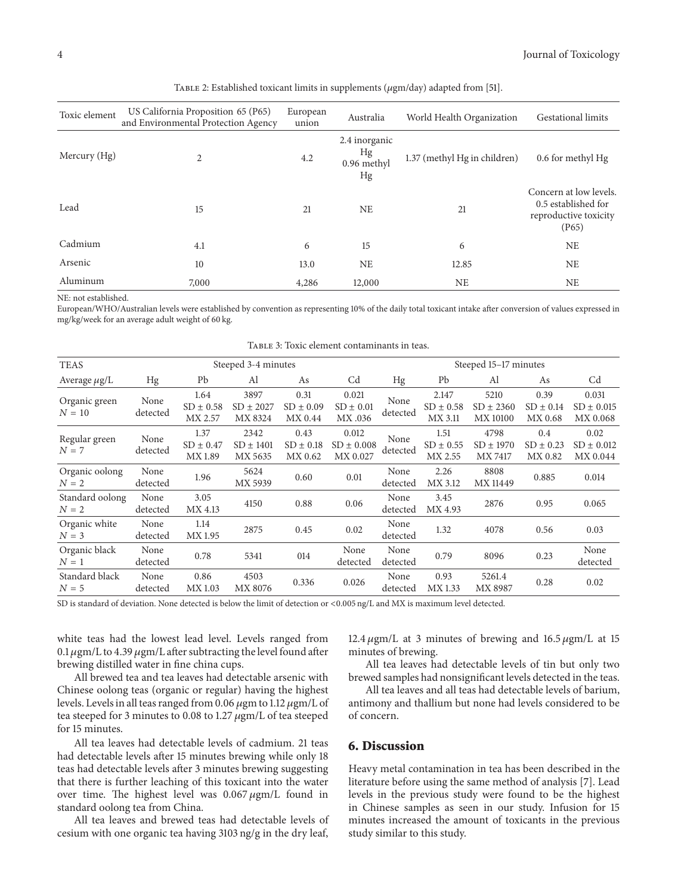Table 2: Established toxicant limits in supplements ($\mu$gm/day) adapted from [51].

| Toxic element | US California Proposition 65 (P65) and Environmental Protection Agency | European union | Australia | World Health Organization | Gestational limits |
|---|---|---|---|---|---|
| Mercury (Hg) | 2 | 4.2 | 2.4 inorganic Hg 0.96 methyl Hg | 1.37 (methyl Hg in children) | 0.6 for methyl Hg |
| Lead | 15 | 21 | NE | 21 | Concern at low levels. 0.5 established for reproductive toxicity (P65) |
| Cadmium | 4.1 | 6 | 15 | 6 | NE |
| Arsenic | 10 | 13.0 | NE | 12.85 | NE |
| Aluminum | 7,000 | 4,286 | 12,000 | NE | NE |

NE: not established.
European/WHO/Australian levels were established by convention as representing 10% of the daily total toxicant intake after conversion of values expressed in mg/kg/week for an average adult weight of 60 kg.

Table 3: Toxic element contaminants in teas.

| TEAS | Steeped 3-4 minutes | | | | | Steeped 15–17 minutes | | | | |
|---|---|---|---|---|---|---|---|---|---|---|
| Average $\mu$g/L | Hg | Pb | Al | As | Cd | Hg | Pb | Al | As | Cd |
| Organic green $N = 10$ | None detected | 1.64 SD ± 0.58 MX 2.57 | 3897 SD ± 2027 MX 8324 | 0.31 SD ± 0.09 MX 0.44 | 0.021 SD ± 0.01 MX .036 | None detected | 2.147 SD ± 0.58 MX 3.11 | 5210 SD ± 2360 MX 10100 | 0.39 SD ± 0.14 MX 0.68 | 0.031 SD ± 0.015 MX 0.068 |
| Regular green $N = 7$ | None detected | 1.37 SD ± 0.47 MX 1.89 | 2342 SD ± 1401 MX 5635 | 0.43 SD ± 0.18 MX 0.62 | 0.012 SD ± 0.008 MX 0.027 | None detected | 1.51 SD ± 0.55 MX 2.55 | 4798 SD ± 1970 MX 7417 | 0.4 SD ± 0.23 MX 0.82 | 0.02 SD ± 0.012 MX 0.044 |
| Organic oolong $N = 2$ | None detected | 1.96 | 5624 MX 5939 | 0.60 | 0.01 | None detected | 2.26 MX 3.12 | 8808 MX 11449 | 0.885 | 0.014 |
| Standard oolong $N = 2$ | None detected | 3.05 MX 4.13 | 4150 | 0.88 | 0.06 | None detected | 3.45 MX 4.93 | 2876 | 0.95 | 0.065 |
| Organic white $N = 3$ | None detected | 1.14 MX 1.95 | 2875 | 0.45 | 0.02 | None detected | 1.32 | 4078 | 0.56 | 0.03 |
| Organic black $N = 1$ | None detected | 0.78 | 5341 | 014 | None detected | None detected | 0.79 | 8096 | 0.23 | None detected |
| Standard black $N = 5$ | None detected | 0.86 MX 1.03 | 4503 MX 8076 | 0.336 | 0.026 | None detected | 0.93 MX 1.33 | 5261.4 MX 8987 | 0.28 | 0.02 |

SD is standard of deviation. None detected is below the limit of detection or <0.005 ng/L and MX is maximum level detected.

white teas had the lowest lead level. Levels ranged from 0.1 $\mu$gm/L to 4.39 $\mu$gm/L after subtracting the level found after brewing distilled water in fine china cups.

All brewed tea and tea leaves had detectable arsenic with Chinese oolong teas (organic or regular) having the highest levels. Levels in all teas ranged from 0.06 $\mu$gm to 1.12 $\mu$gm/L of tea steeped for 3 minutes to 0.08 to 1.27 $\mu$gm/L of tea steeped for 15 minutes.

All tea leaves had detectable levels of cadmium. 21 teas had detectable levels after 15 minutes brewing while only 18 teas had detectable levels after 3 minutes brewing suggesting that there is further leaching of this toxicant into the water over time. The highest level was 0.067 $\mu$gm/L found in standard oolong tea from China.

All tea leaves and brewed teas had detectable levels of cesium with one organic tea having 3103 ng/g in the dry leaf, 12.4 $\mu$gm/L at 3 minutes of brewing and 16.5 $\mu$gm/L at 15 minutes of brewing.

All tea leaves had detectable levels of tin but only two brewed samples had nonsignificant levels detected in the teas.

All tea leaves and all teas had detectable levels of barium, antimony and thallium but none had levels considered to be of concern.

## 6. Discussion

Heavy metal contamination in tea has been described in the literature before using the same method of analysis [7]. Lead levels in the previous study were found to be the highest in Chinese samples as seen in our study. Infusion for 15 minutes increased the amount of toxicants in the previous study similar to this study.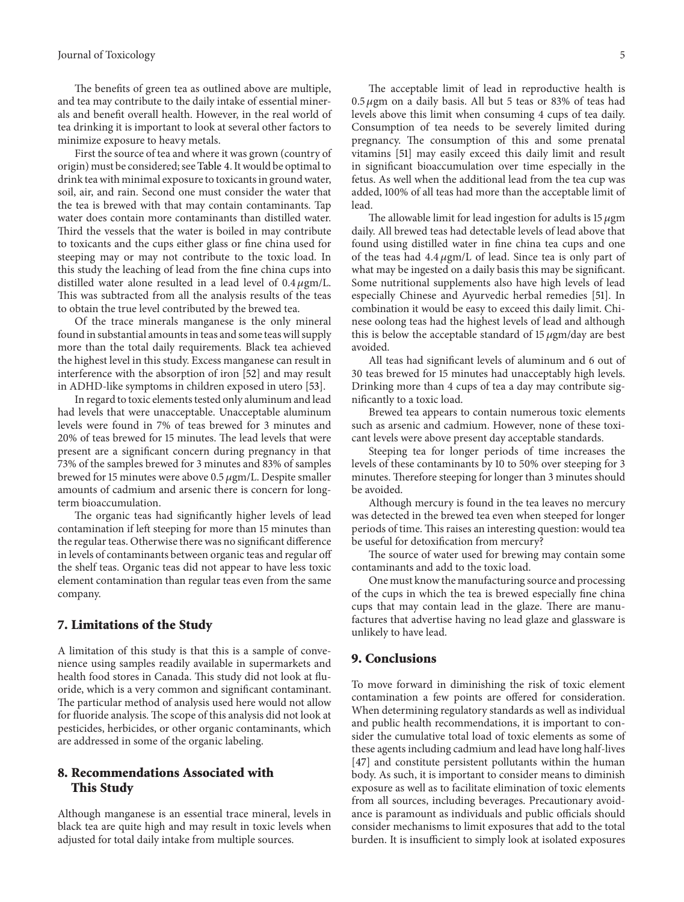The benefits of green tea as outlined above are multiple, and tea may contribute to the daily intake of essential minerals and benefit overall health. However, in the real world of tea drinking it is important to look at several other factors to minimize exposure to heavy metals.

First the source of tea and where it was grown (country of origin) must be considered; see Table 4. It would be optimal to drink tea with minimal exposure to toxicants in ground water, soil, air, and rain. Second one must consider the water that the tea is brewed with that may contain contaminants. Tap water does contain more contaminants than distilled water. Third the vessels that the water is boiled in may contribute to toxicants and the cups either glass or fine china used for steeping may or may not contribute to the toxic load. In this study the leaching of lead from the fine china cups into distilled water alone resulted in a lead level of $0.4\,\mu$gm/L. This was subtracted from all the analysis results of the teas to obtain the true level contributed by the brewed tea.

Of the trace minerals manganese is the only mineral found in substantial amounts in teas and some teas will supply more than the total daily requirements. Black tea achieved the highest level in this study. Excess manganese can result in interference with the absorption of iron [52] and may result in ADHD-like symptoms in children exposed in utero [53].

In regard to toxic elements tested only aluminum and lead had levels that were unacceptable. Unacceptable aluminum levels were found in 7% of teas brewed for 3 minutes and 20% of teas brewed for 15 minutes. The lead levels that were present are a significant concern during pregnancy in that 73% of the samples brewed for 3 minutes and 83% of samples brewed for 15 minutes were above $0.5\,\mu$gm/L. Despite smaller amounts of cadmium and arsenic there is concern for long-term bioaccumulation.

The organic teas had significantly higher levels of lead contamination if left steeping for more than 15 minutes than the regular teas. Otherwise there was no significant difference in levels of contaminants between organic teas and regular off the shelf teas. Organic teas did not appear to have less toxic element contamination than regular teas even from the same company.

## 7. Limitations of the Study

A limitation of this study is that this is a sample of convenience using samples readily available in supermarkets and health food stores in Canada. This study did not look at fluoride, which is a very common and significant contaminant. The particular method of analysis used here would not allow for fluoride analysis. The scope of this analysis did not look at pesticides, herbicides, or other organic contaminants, which are addressed in some of the organic labeling.

## 8. Recommendations Associated with This Study

Although manganese is an essential trace mineral, levels in black tea are quite high and may result in toxic levels when adjusted for total daily intake from multiple sources.

The acceptable limit of lead in reproductive health is $0.5\,\mu$gm on a daily basis. All but 5 teas or 83% of teas had levels above this limit when consuming 4 cups of tea daily. Consumption of tea needs to be severely limited during pregnancy. The consumption of this and some prenatal vitamins [51] may easily exceed this daily limit and result in significant bioaccumulation over time especially in the fetus. As well when the additional lead from the tea cup was added, 100% of all teas had more than the acceptable limit of lead.

The allowable limit for lead ingestion for adults is $15\,\mu$gm daily. All brewed teas had detectable levels of lead above that found using distilled water in fine china tea cups and one of the teas had $4.4\,\mu$gm/L of lead. Since tea is only part of what may be ingested on a daily basis this may be significant. Some nutritional supplements also have high levels of lead especially Chinese and Ayurvedic herbal remedies [51]. In combination it would be easy to exceed this daily limit. Chinese oolong teas had the highest levels of lead and although this is below the acceptable standard of $15\,\mu$gm/day are best avoided.

All teas had significant levels of aluminum and 6 out of 30 teas brewed for 15 minutes had unacceptably high levels. Drinking more than 4 cups of tea a day may contribute significantly to a toxic load.

Brewed tea appears to contain numerous toxic elements such as arsenic and cadmium. However, none of these toxicant levels were above present day acceptable standards.

Steeping tea for longer periods of time increases the levels of these contaminants by 10 to 50% over steeping for 3 minutes. Therefore steeping for longer than 3 minutes should be avoided.

Although mercury is found in the tea leaves no mercury was detected in the brewed tea even when steeped for longer periods of time. This raises an interesting question: would tea be useful for detoxification from mercury?

The source of water used for brewing may contain some contaminants and add to the toxic load.

One must know the manufacturing source and processing of the cups in which the tea is brewed especially fine china cups that may contain lead in the glaze. There are manufactures that advertise having no lead glaze and glassware is unlikely to have lead.

## 9. Conclusions

To move forward in diminishing the risk of toxic element contamination a few points are offered for consideration. When determining regulatory standards as well as individual and public health recommendations, it is important to consider the cumulative total load of toxic elements as some of these agents including cadmium and lead have long half-lives [47] and constitute persistent pollutants within the human body. As such, it is important to consider means to diminish exposure as well as to facilitate elimination of toxic elements from all sources, including beverages. Precautionary avoidance is paramount as individuals and public officials should consider mechanisms to limit exposures that add to the total burden. It is insufficient to simply look at isolated exposures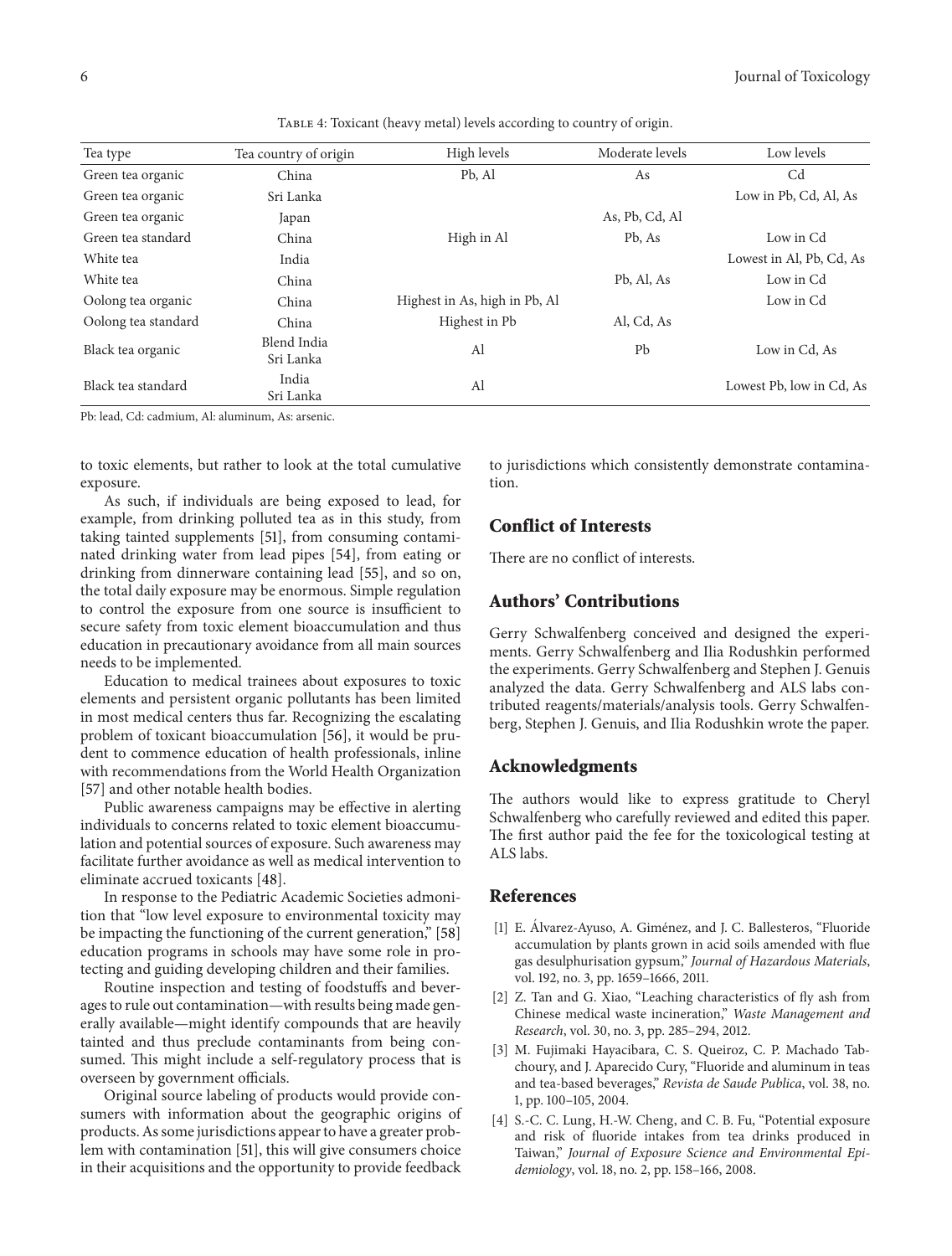Table 4: Toxicant (heavy metal) levels according to country of origin.

| Tea type | Tea country of origin | High levels | Moderate levels | Low levels |
|---|---|---|---|---|
| Green tea organic | China | Pb, Al | As | Cd |
| Green tea organic | Sri Lanka | | | Low in Pb, Cd, Al, As |
| Green tea organic | Japan | | As, Pb, Cd, Al | |
| Green tea standard | China | High in Al | Pb, As | Low in Cd |
| White tea | India | | | Lowest in Al, Pb, Cd, As |
| White tea | China | | Pb, Al, As | Low in Cd |
| Oolong tea organic | China | Highest in As, high in Pb, Al | | Low in Cd |
| Oolong tea standard | China | Highest in Pb | Al, Cd, As | |
| Black tea organic | Blend India Sri Lanka | Al | Pb | Low in Cd, As |
| Black tea standard | India Sri Lanka | Al | | Lowest Pb, low in Cd, As |

Pb: lead, Cd: cadmium, Al: aluminum, As: arsenic.

to toxic elements, but rather to look at the total cumulative exposure.

As such, if individuals are being exposed to lead, for example, from drinking polluted tea as in this study, from taking tainted supplements [51], from consuming contaminated drinking water from lead pipes [54], from eating or drinking from dinnerware containing lead [55], and so on, the total daily exposure may be enormous. Simple regulation to control the exposure from one source is insufficient to secure safety from toxic element bioaccumulation and thus education in precautionary avoidance from all main sources needs to be implemented.

Education to medical trainees about exposures to toxic elements and persistent organic pollutants has been limited in most medical centers thus far. Recognizing the escalating problem of toxicant bioaccumulation [56], it would be prudent to commence education of health professionals, inline with recommendations from the World Health Organization [57] and other notable health bodies.

Public awareness campaigns may be effective in alerting individuals to concerns related to toxic element bioaccumulation and potential sources of exposure. Such awareness may facilitate further avoidance as well as medical intervention to eliminate accrued toxicants [48].

In response to the Pediatric Academic Societies admonition that "low level exposure to environmental toxicity may be impacting the functioning of the current generation," [58] education programs in schools may have some role in protecting and guiding developing children and their families.

Routine inspection and testing of foodstuffs and beverages to rule out contamination—with results being made generally available—might identify compounds that are heavily tainted and thus preclude contaminants from being consumed. This might include a self-regulatory process that is overseen by government officials.

Original source labeling of products would provide consumers with information about the geographic origins of products. As some jurisdictions appear to have a greater problem with contamination [51], this will give consumers choice in their acquisitions and the opportunity to provide feedback to jurisdictions which consistently demonstrate contamination.

## Conflict of Interests

There are no conflict of interests.

## Authors' Contributions

Gerry Schwalfenberg conceived and designed the experiments. Gerry Schwalfenberg and Ilia Rodushkin performed the experiments. Gerry Schwalfenberg and Stephen J. Genuis analyzed the data. Gerry Schwalfenberg and ALS labs contributed reagents/materials/analysis tools. Gerry Schwalfenberg, Stephen J. Genuis, and Ilia Rodushkin wrote the paper.

## Acknowledgments

The authors would like to express gratitude to Cheryl Schwalfenberg who carefully reviewed and edited this paper. The first author paid the fee for the toxicological testing at ALS labs.

## References

[1] E. Álvarez-Ayuso, A. Giménez, and J. C. Ballesteros, "Fluoride accumulation by plants grown in acid soils amended with flue gas desulphurisation gypsum," *Journal of Hazardous Materials*, vol. 192, no. 3, pp. 1659–1666, 2011.

[2] Z. Tan and G. Xiao, "Leaching characteristics of fly ash from Chinese medical waste incineration," *Waste Management and Research*, vol. 30, no. 3, pp. 285–294, 2012.

[3] M. Fujimaki Hayacibara, C. S. Queiroz, C. P. Machado Tabchoury, and J. Aparecido Cury, "Fluoride and aluminum in teas and tea-based beverages," *Revista de Saude Publica*, vol. 38, no. 1, pp. 100–105, 2004.

[4] S.-C. C. Lung, H.-W. Cheng, and C. B. Fu, "Potential exposure and risk of fluoride intakes from tea drinks produced in Taiwan," *Journal of Exposure Science and Environmental Epidemiology*, vol. 18, no. 2, pp. 158–166, 2008.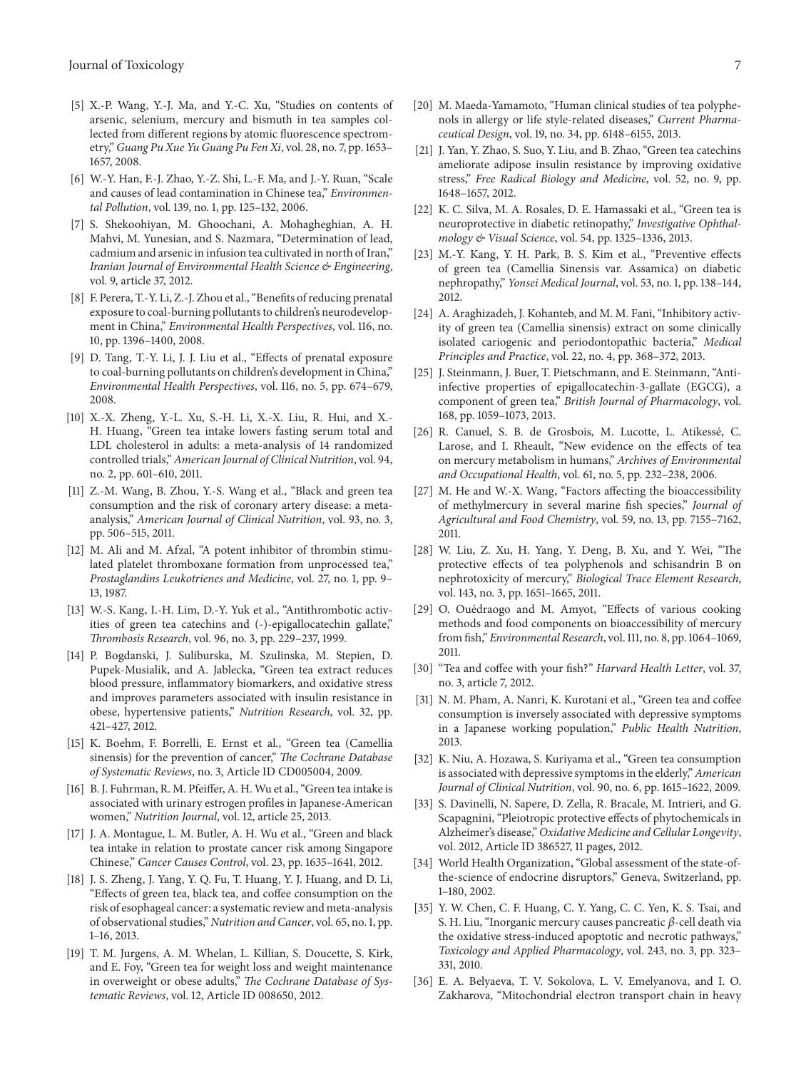[5] X.-P. Wang, Y.-J. Ma, and Y.-C. Xu, "Studies on contents of arsenic, selenium, mercury and bismuth in tea samples collected from different regions by atomic fluorescence spectrometry," *Guang Pu Xue Yu Guang Pu Fen Xi*, vol. 28, no. 7, pp. 1653–1657, 2008.

[6] W.-Y. Han, F.-J. Zhao, Y.-Z. Shi, L.-F. Ma, and J.-Y. Ruan, "Scale and causes of lead contamination in Chinese tea," *Environmental Pollution*, vol. 139, no. 1, pp. 125–132, 2006.

[7] S. Shekoohiyan, M. Ghoochani, A. Mohagheghian, A. H. Mahvi, M. Yunesian, and S. Nazmara, "Determination of lead, cadmium and arsenic in infusion tea cultivated in north of Iran," *Iranian Journal of Environmental Health Science & Engineering*, vol. 9, article 37, 2012.

[8] F. Perera, T.-Y. Li, Z.-J. Zhou et al., "Benefits of reducing prenatal exposure to coal-burning pollutants to children's neurodevelopment in China," *Environmental Health Perspectives*, vol. 116, no. 10, pp. 1396–1400, 2008.

[9] D. Tang, T.-Y. Li, J. J. Liu et al., "Effects of prenatal exposure to coal-burning pollutants on children's development in China," *Environmental Health Perspectives*, vol. 116, no. 5, pp. 674–679, 2008.

[10] X.-X. Zheng, Y.-L. Xu, S.-H. Li, X.-X. Liu, R. Hui, and X.-H. Huang, "Green tea intake lowers fasting serum total and LDL cholesterol in adults: a meta-analysis of 14 randomized controlled trials," *American Journal of Clinical Nutrition*, vol. 94, no. 2, pp. 601–610, 2011.

[11] Z.-M. Wang, B. Zhou, Y.-S. Wang et al., "Black and green tea consumption and the risk of coronary artery disease: a meta-analysis," *American Journal of Clinical Nutrition*, vol. 93, no. 3, pp. 506–515, 2011.

[12] M. Ali and M. Afzal, "A potent inhibitor of thrombin stimulated platelet thromboxane formation from unprocessed tea," *Prostaglandins Leukotrienes and Medicine*, vol. 27, no. 1, pp. 9–13, 1987.

[13] W.-S. Kang, I.-H. Lim, D.-Y. Yuk et al., "Antithrombotic activities of green tea catechins and (-)-epigallocatechin gallate," *Thrombosis Research*, vol. 96, no. 3, pp. 229–237, 1999.

[14] P. Bogdanski, J. Suliburska, M. Szulinska, M. Stepien, D. Pupek-Musialik, and A. Jablecka, "Green tea extract reduces blood pressure, inflammatory biomarkers, and oxidative stress and improves parameters associated with insulin resistance in obese, hypertensive patients," *Nutrition Research*, vol. 32, pp. 421–427, 2012.

[15] K. Boehm, F. Borrelli, E. Ernst et al., "Green tea (Camellia sinensis) for the prevention of cancer," *The Cochrane Database of Systematic Reviews*, no. 3, Article ID CD005004, 2009.

[16] B. J. Fuhrman, R. M. Pfeiffer, A. H. Wu et al., "Green tea intake is associated with urinary estrogen profiles in Japanese-American women," *Nutrition Journal*, vol. 12, article 25, 2013.

[17] J. A. Montague, L. M. Butler, A. H. Wu et al., "Green and black tea intake in relation to prostate cancer risk among Singapore Chinese," *Cancer Causes Control*, vol. 23, pp. 1635–1641, 2012.

[18] J. S. Zheng, J. Yang, Y. Q. Fu, T. Huang, Y. J. Huang, and D. Li, "Effects of green tea, black tea, and coffee consumption on the risk of esophageal cancer: a systematic review and meta-analysis of observational studies," *Nutrition and Cancer*, vol. 65, no. 1, pp. 1–16, 2013.

[19] T. M. Jurgens, A. M. Whelan, L. Killian, S. Doucette, S. Kirk, and E. Foy, "Green tea for weight loss and weight maintenance in overweight or obese adults," *The Cochrane Database of Systematic Reviews*, vol. 12, Article ID 008650, 2012.

[20] M. Maeda-Yamamoto, "Human clinical studies of tea polyphenols in allergy or life style-related diseases," *Current Pharmaceutical Design*, vol. 19, no. 34, pp. 6148–6155, 2013.

[21] J. Yan, Y. Zhao, S. Suo, Y. Liu, and B. Zhao, "Green tea catechins ameliorate adipose insulin resistance by improving oxidative stress," *Free Radical Biology and Medicine*, vol. 52, no. 9, pp. 1648–1657, 2012.

[22] K. C. Silva, M. A. Rosales, D. E. Hamassaki et al., "Green tea is neuroprotective in diabetic retinopathy," *Investigative Ophthalmology & Visual Science*, vol. 54, pp. 1325–1336, 2013.

[23] M.-Y. Kang, Y. H. Park, B. S. Kim et al., "Preventive effects of green tea (Camellia Sinensis var. Assamica) on diabetic nephropathy," *Yonsei Medical Journal*, vol. 53, no. 1, pp. 138–144, 2012.

[24] A. Araghizadeh, J. Kohanteb, and M. M. Fani, "Inhibitory activity of green tea (Camellia sinensis) extract on some clinically isolated cariogenic and periodontopathic bacteria," *Medical Principles and Practice*, vol. 22, no. 4, pp. 368–372, 2013.

[25] J. Steinmann, J. Buer, T. Pietschmann, and E. Steinmann, "Anti-infective properties of epigallocatechin-3-gallate (EGCG), a component of green tea," *British Journal of Pharmacology*, vol. 168, pp. 1059–1073, 2013.

[26] R. Canuel, S. B. de Grosbois, M. Lucotte, L. Atikessé, C. Larose, and I. Rheault, "New evidence on the effects of tea on mercury metabolism in humans," *Archives of Environmental and Occupational Health*, vol. 61, no. 5, pp. 232–238, 2006.

[27] M. He and W.-X. Wang, "Factors affecting the bioaccessibility of methylmercury in several marine fish species," *Journal of Agricultural and Food Chemistry*, vol. 59, no. 13, pp. 7155–7162, 2011.

[28] W. Liu, Z. Xu, H. Yang, Y. Deng, B. Xu, and Y. Wei, "The protective effects of tea polyphenols and schisandrin B on nephrotoxicity of mercury," *Biological Trace Element Research*, vol. 143, no. 3, pp. 1651–1665, 2011.

[29] O. Ouédraogo and M. Amyot, "Effects of various cooking methods and food components on bioaccessibility of mercury from fish," *Environmental Research*, vol. 111, no. 8, pp. 1064–1069, 2011.

[30] "Tea and coffee with your fish?" *Harvard Health Letter*, vol. 37, no. 3, article 7, 2012.

[31] N. M. Pham, A. Nanri, K. Kurotani et al., "Green tea and coffee consumption is inversely associated with depressive symptoms in a Japanese working population," *Public Health Nutrition*, 2013.

[32] K. Niu, A. Hozawa, S. Kuriyama et al., "Green tea consumption is associated with depressive symptoms in the elderly," *American Journal of Clinical Nutrition*, vol. 90, no. 6, pp. 1615–1622, 2009.

[33] S. Davinelli, N. Sapere, D. Zella, R. Bracale, M. Intrieri, and G. Scapagnini, "Pleiotropic protective effects of phytochemicals in Alzheimer's disease," *Oxidative Medicine and Cellular Longevity*, vol. 2012, Article ID 386527, 11 pages, 2012.

[34] World Health Organization, "Global assessment of the state-of-the-science of endocrine disruptors," Geneva, Switzerland, pp. 1–180, 2002.

[35] Y. W. Chen, C. F. Huang, C. Y. Yang, C. C. Yen, K. S. Tsai, and S. H. Liu, "Inorganic mercury causes pancreatic $\beta$-cell death via the oxidative stress-induced apoptotic and necrotic pathways," *Toxicology and Applied Pharmacology*, vol. 243, no. 3, pp. 323–331, 2010.

[36] E. A. Belyaeva, T. V. Sokolova, L. V. Emelyanova, and I. O. Zakharova, "Mitochondrial electron transport chain in heavy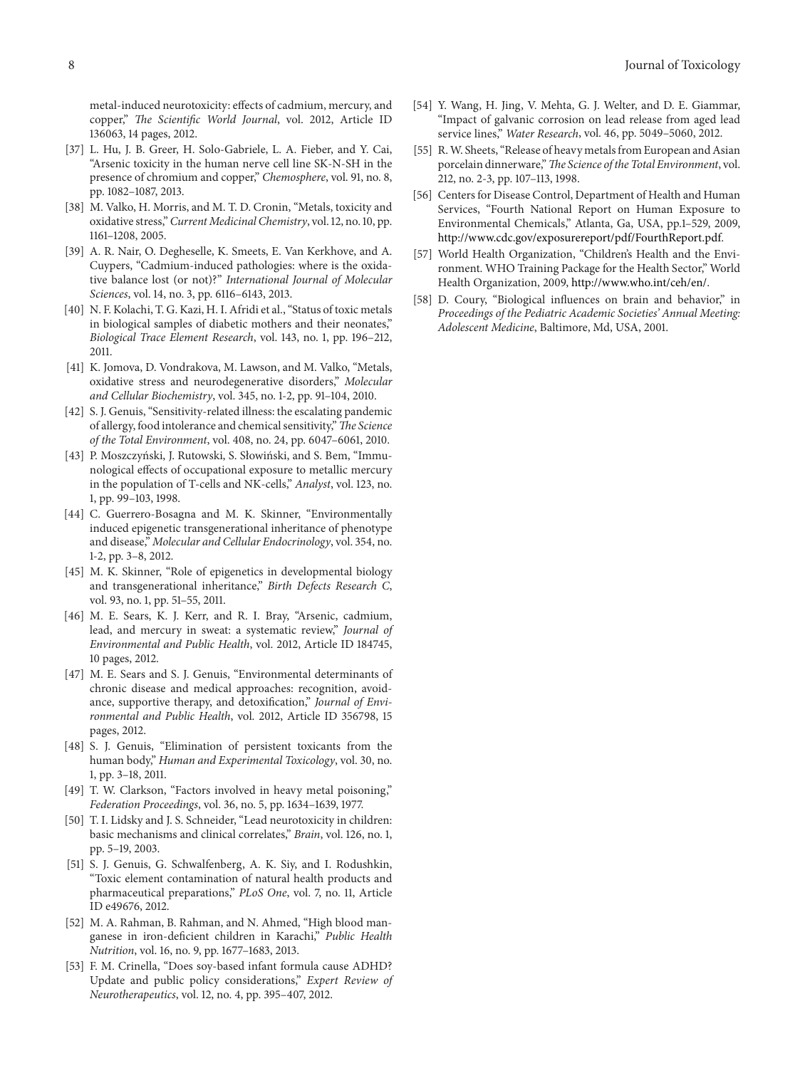metal-induced neurotoxicity: effects of cadmium, mercury, and copper," *The Scientific World Journal*, vol. 2012, Article ID 136063, 14 pages, 2012.

[37] L. Hu, J. B. Greer, H. Solo-Gabriele, L. A. Fieber, and Y. Cai, "Arsenic toxicity in the human nerve cell line SK-N-SH in the presence of chromium and copper," *Chemosphere*, vol. 91, no. 8, pp. 1082–1087, 2013.

[38] M. Valko, H. Morris, and M. T. D. Cronin, "Metals, toxicity and oxidative stress," *Current Medicinal Chemistry*, vol. 12, no. 10, pp. 1161–1208, 2005.

[39] A. R. Nair, O. Degheselle, K. Smeets, E. Van Kerkhove, and A. Cuypers, "Cadmium-induced pathologies: where is the oxidative balance lost (or not)?" *International Journal of Molecular Sciences*, vol. 14, no. 3, pp. 6116–6143, 2013.

[40] N. F. Kolachi, T. G. Kazi, H. I. Afridi et al., "Status of toxic metals in biological samples of diabetic mothers and their neonates," *Biological Trace Element Research*, vol. 143, no. 1, pp. 196–212, 2011.

[41] K. Jomova, D. Vondrakova, M. Lawson, and M. Valko, "Metals, oxidative stress and neurodegenerative disorders," *Molecular and Cellular Biochemistry*, vol. 345, no. 1-2, pp. 91–104, 2010.

[42] S. J. Genuis, "Sensitivity-related illness: the escalating pandemic of allergy, food intolerance and chemical sensitivity," *The Science of the Total Environment*, vol. 408, no. 24, pp. 6047–6061, 2010.

[43] P. Moszczyński, J. Rutowski, S. Słowiński, and S. Bem, "Immunological effects of occupational exposure to metallic mercury in the population of T-cells and NK-cells," *Analyst*, vol. 123, no. 1, pp. 99–103, 1998.

[44] C. Guerrero-Bosagna and M. K. Skinner, "Environmentally induced epigenetic transgenerational inheritance of phenotype and disease," *Molecular and Cellular Endocrinology*, vol. 354, no. 1-2, pp. 3–8, 2012.

[45] M. K. Skinner, "Role of epigenetics in developmental biology and transgenerational inheritance," *Birth Defects Research C*, vol. 93, no. 1, pp. 51–55, 2011.

[46] M. E. Sears, K. J. Kerr, and R. I. Bray, "Arsenic, cadmium, lead, and mercury in sweat: a systematic review," *Journal of Environmental and Public Health*, vol. 2012, Article ID 184745, 10 pages, 2012.

[47] M. E. Sears and S. J. Genuis, "Environmental determinants of chronic disease and medical approaches: recognition, avoidance, supportive therapy, and detoxification," *Journal of Environmental and Public Health*, vol. 2012, Article ID 356798, 15 pages, 2012.

[48] S. J. Genuis, "Elimination of persistent toxicants from the human body," *Human and Experimental Toxicology*, vol. 30, no. 1, pp. 3–18, 2011.

[49] T. W. Clarkson, "Factors involved in heavy metal poisoning," *Federation Proceedings*, vol. 36, no. 5, pp. 1634–1639, 1977.

[50] T. I. Lidsky and J. S. Schneider, "Lead neurotoxicity in children: basic mechanisms and clinical correlates," *Brain*, vol. 126, no. 1, pp. 5–19, 2003.

[51] S. J. Genuis, G. Schwalfenberg, A. K. Siy, and I. Rodushkin, "Toxic element contamination of natural health products and pharmaceutical preparations," *PLoS One*, vol. 7, no. 11, Article ID e49676, 2012.

[52] M. A. Rahman, B. Rahman, and N. Ahmed, "High blood manganese in iron-deficient children in Karachi," *Public Health Nutrition*, vol. 16, no. 9, pp. 1677–1683, 2013.

[53] F. M. Crinella, "Does soy-based infant formula cause ADHD? Update and public policy considerations," *Expert Review of Neurotherapeutics*, vol. 12, no. 4, pp. 395–407, 2012.

[54] Y. Wang, H. Jing, V. Mehta, G. J. Welter, and D. E. Giammar, "Impact of galvanic corrosion on lead release from aged lead service lines," *Water Research*, vol. 46, pp. 5049–5060, 2012.

[55] R. W. Sheets, "Release of heavy metals from European and Asian porcelain dinnerware," *The Science of the Total Environment*, vol. 212, no. 2-3, pp. 107–113, 1998.

[56] Centers for Disease Control, Department of Health and Human Services, "Fourth National Report on Human Exposure to Environmental Chemicals," Atlanta, Ga, USA, pp.1–529, 2009, http://www.cdc.gov/exposurereport/pdf/FourthReport.pdf.

[57] World Health Organization, "Children's Health and the Environment. WHO Training Package for the Health Sector," World Health Organization, 2009, http://www.who.int/ceh/en/.

[58] D. Coury, "Biological influences on brain and behavior," in *Proceedings of the Pediatric Academic Societies' Annual Meeting: Adolescent Medicine*, Baltimore, Md, USA, 2001.